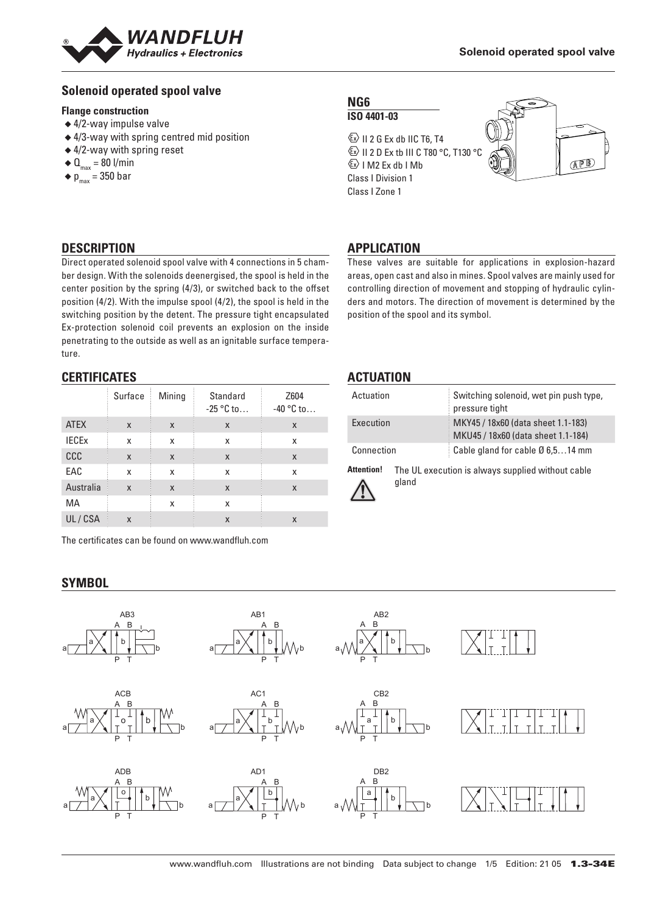# Solenoid operated spool valve

## Flange construction

- 4/2-way impulse valve
- 4/3-way with spring centred mid position
- 4/2-way with spring reset
- $Q_{max}$ = 80 l/min
- $p_{max}$ = 350 bar

**NG6**
**ISO 4401-03**

Ex II 2 G Ex db IIC T6, T4
Ex II 2 D Ex tb III C T80 °C, T130 °C
Ex I M2 Ex db I Mb
Class I Division 1
Class I Zone 1

## DESCRIPTION

Direct operated solenoid spool valve with 4 connections in 5 chamber design. With the solenoids deenergised, the spool is held in the center position by the spring (4/3), or switched back to the offset position (4/2). With the impulse spool (4/2), the spool is held in the switching position by the detent. The pressure tight encapsulated Ex-protection solenoid coil prevents an explosion on the inside penetrating to the outside as well as an ignitable surface temperature.

## APPLICATION

These valves are suitable for applications in explosion-hazard areas, open cast and also in mines. Spool valves are mainly used for controlling direction of movement and stopping of hydraulic cylinders and motors. The direction of movement is determined by the position of the spool and its symbol.

## CERTIFICATES

| | Surface | Mining | Standard -25 °C to… | Z604 -40 °C to… |
|---|---|---|---|---|
| ATEX | x | x | x | x |
| IECEx | x | x | x | x |
| CCC | x | x | x | x |
| EAC | x | x | x | x |
| Australia | x | x | x | x |
| MA | | x | x | |
| UL / CSA | x | | x | x |

The certificates can be found on www.wandfluh.com

## ACTUATION

| | |
|---|---|
| Actuation | Switching solenoid, wet pin push type, pressure tight |
| Execution | MKY45 / 18x60 (data sheet 1.1-183) MKU45 / 18x60 (data sheet 1.1-184) |
| Connection | Cable gland for cable Ø 6,5…14 mm |

**Attention!** The UL execution is always supplied without cable gland

## SYMBOL

AB3, AB1, AB2

ACB, AC1, CB2

ADB, AD1, DB2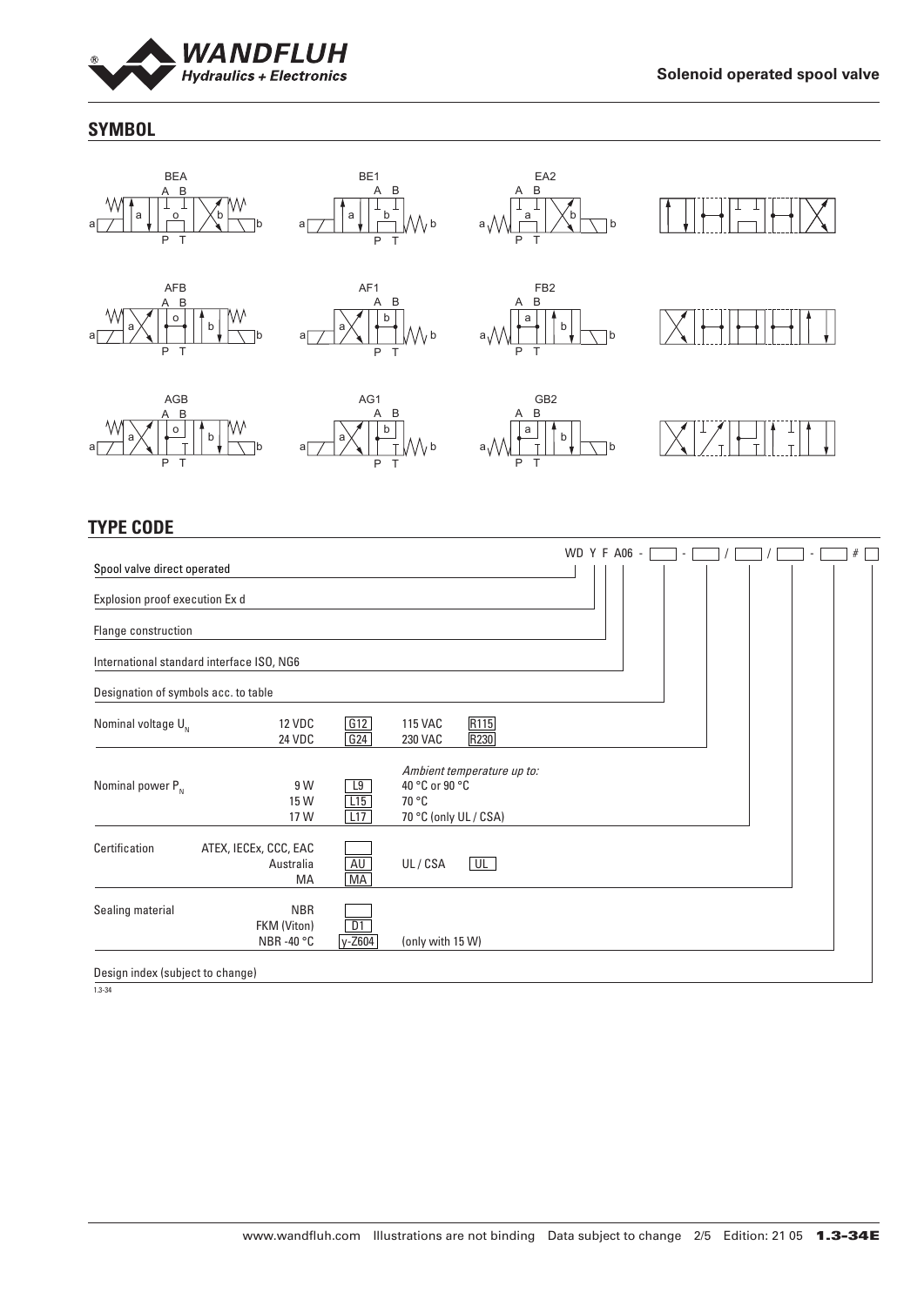## SYMBOL

BEA BE1 EA2

AFB AF1 FB2

AGB AG1 GB2

## TYPE CODE

WD Y F A06 - [ ] - [ ] / [ ] / [ ] - [ ] # [ ]

| | | | | |
|---|---|---|---|---|
| Spool valve direct operated | | | | |
| Explosion proof execution Ex d | | | | |
| Flange construction | | | | |
| International standard interface ISO, NG6 | | | | |
| Designation of symbols acc. to table | | | | |
| Nominal voltage $U_N$ | 12 VDC | G12 | 115 VAC | R115 |
| | 24 VDC | G24 | 230 VAC | R230 |
| Nominal power $P_N$ | | | *Ambient temperature up to:* | |
| | 9 W | L9 | 40 °C or 90 °C | |
| | 15 W | L15 | 70 °C | |
| | 17 W | L17 | 70 °C (only UL / CSA) | |
| Certification | ATEX, IECEx, CCC, EAC | | | |
| | Australia | AU | UL / CSA | UL |
| | MA | MA | | |
| Sealing material | NBR | | | |
| | FKM (Viton) | D1 | | |
| | NBR -40 °C | y-Z604 | (only with 15 W) | |
| Design index (subject to change) | | | | |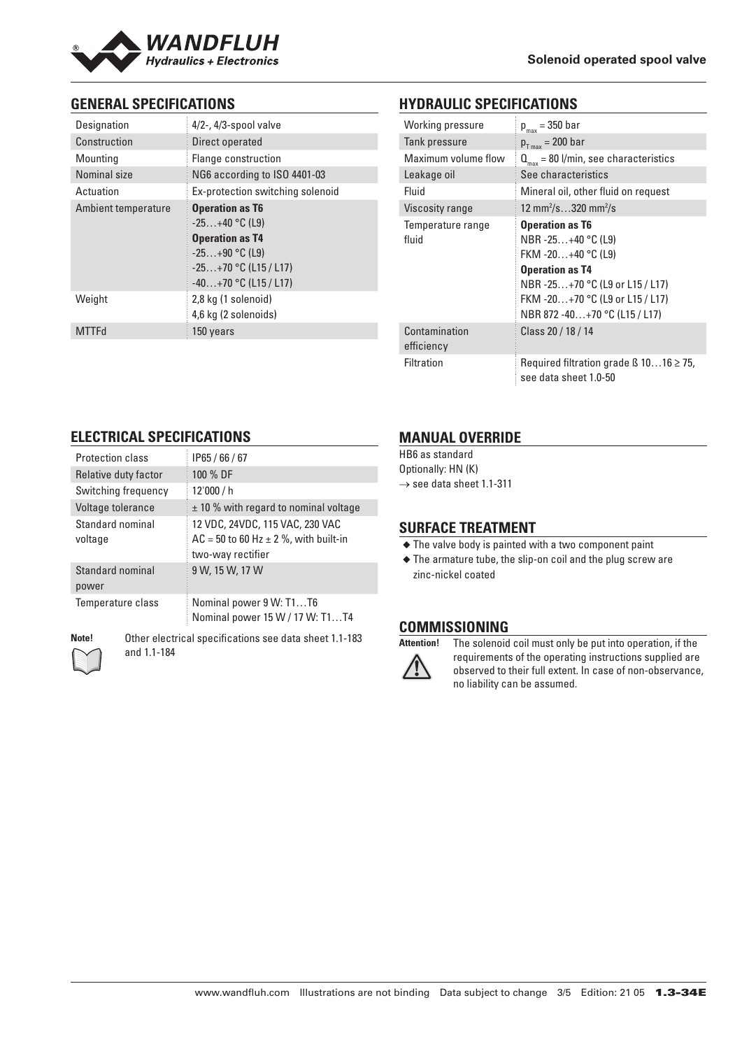## GENERAL SPECIFICATIONS

| | |
|---|---|
| Designation | 4/2-, 4/3-spool valve |
| Construction | Direct operated |
| Mounting | Flange construction |
| Nominal size | NG6 according to ISO 4401-03 |
| Actuation | Ex-protection switching solenoid |
| Ambient temperature | **Operation as T6**<br>-25…+40 °C (L9)<br>**Operation as T4**<br>-25…+90 °C (L9)<br>-25…+70 °C (L15 / L17)<br>-40…+70 °C (L15 / L17) |
| Weight | 2,8 kg (1 solenoid)<br>4,6 kg (2 solenoids) |
| MTTFd | 150 years |

## HYDRAULIC SPECIFICATIONS

| | |
|---|---|
| Working pressure | $p_{max}$ = 350 bar |
| Tank pressure | $p_{T\,max}$ = 200 bar |
| Maximum volume flow | $Q_{max}$ = 80 l/min, see characteristics |
| Leakage oil | See characteristics |
| Fluid | Mineral oil, other fluid on request |
| Viscosity range | 12 mm²/s…320 mm²/s |
| Temperature range fluid | **Operation as T6**<br>NBR -25…+40 °C (L9)<br>FKM -20…+40 °C (L9)<br>**Operation as T4**<br>NBR -25…+70 °C (L9 or L15 / L17)<br>FKM -20…+70 °C (L9 or L15 / L17)<br>NBR 872 -40…+70 °C (L15 / L17) |
| Contamination efficiency | Class 20 / 18 / 14 |
| Filtration | Required filtration grade ß 10…16 ≥ 75, see data sheet 1.0-50 |

## ELECTRICAL SPECIFICATIONS

| | |
|---|---|
| Protection class | IP65 / 66 / 67 |
| Relative duty factor | 100 % DF |
| Switching frequency | 12'000 / h |
| Voltage tolerance | ± 10 % with regard to nominal voltage |
| Standard nominal voltage | 12 VDC, 24VDC, 115 VAC, 230 VAC<br>AC = 50 to 60 Hz ± 2 %, with built-in two-way rectifier |
| Standard nominal power | 9 W, 15 W, 17 W |
| Temperature class | Nominal power 9 W: T1…T6<br>Nominal power 15 W / 17 W: T1…T4 |

**Note!** Other electrical specifications see data sheet 1.1-183 and 1.1-184

## MANUAL OVERRIDE

HB6 as standard
Optionally: HN (K)
→ see data sheet 1.1-311

## SURFACE TREATMENT

- The valve body is painted with a two component paint
- The armature tube, the slip-on coil and the plug screw are zinc-nickel coated

## COMMISSIONING

**Attention!** The solenoid coil must only be put into operation, if the requirements of the operating instructions supplied are observed to their full extent. In case of non-observance, no liability can be assumed.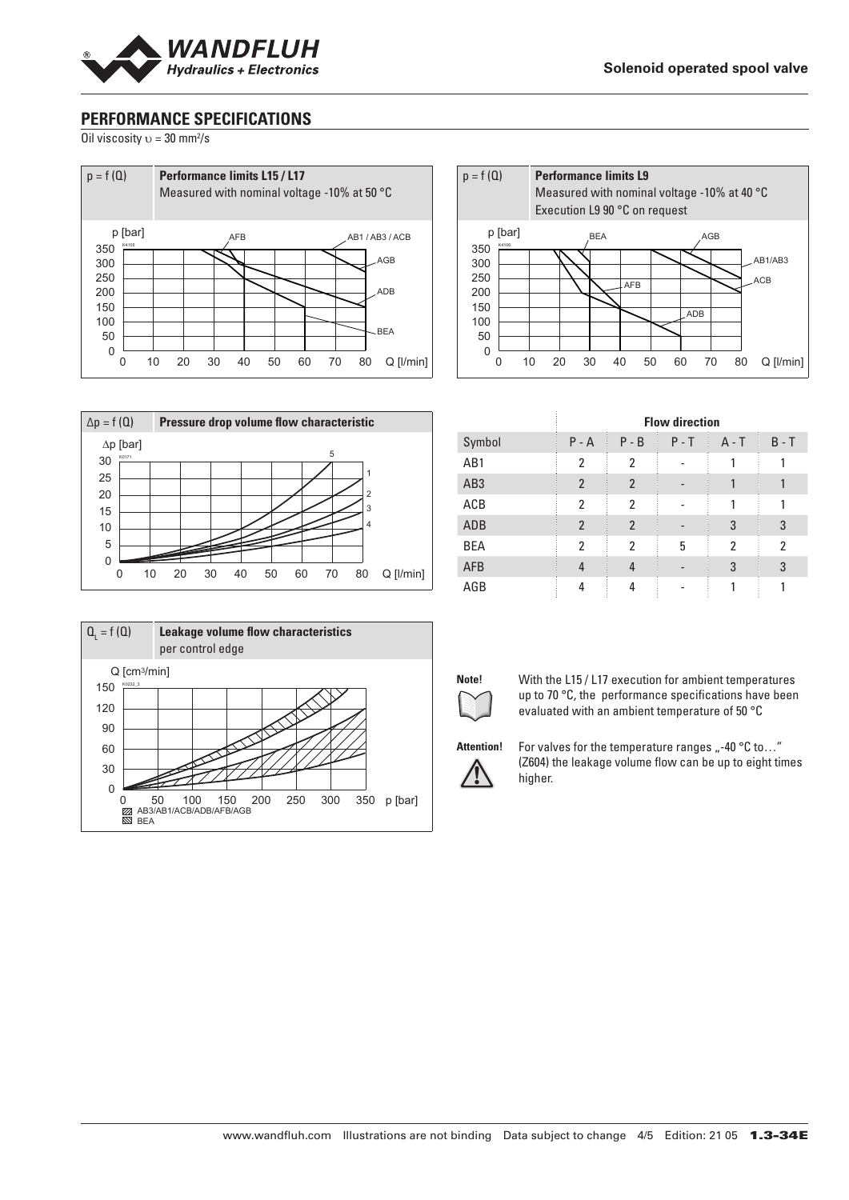## PERFORMANCE SPECIFICATIONS

Oil viscosity $\upsilon$ = 30 mm²/s

**p = f (Q) — Performance limits L15 / L17**
Measured with nominal voltage -10% at 50 °C

**p = f (Q) — Performance limits L9**
Measured with nominal voltage -10% at 40 °C
Execution L9 90 °C on request

**Δp = f (Q) — Pressure drop volume flow characteristic**

| | Flow direction | | | | |
|---|---|---|---|---|---|
| Symbol | P - A | P - B | P - T | A - T | B - T |
| AB1 | 2 | 2 | - | 1 | 1 |
| AB3 | 2 | 2 | - | 1 | 1 |
| ACB | 2 | 2 | - | 1 | 1 |
| ADB | 2 | 2 | - | 3 | 3 |
| BEA | 2 | 2 | 5 | 2 | 2 |
| AFB | 4 | 4 | - | 3 | 3 |
| AGB | 4 | 4 | - | 1 | 1 |

**$Q_L$ = f (Q) — Leakage volume flow characteristics** per control edge

**Note!** With the L15 / L17 execution for ambient temperatures up to 70 °C, the performance specifications have been evaluated with an ambient temperature of 50 °C

**Attention!** For valves for the temperature ranges „-40 °C to…" (Z604) the leakage volume flow can be up to eight times higher.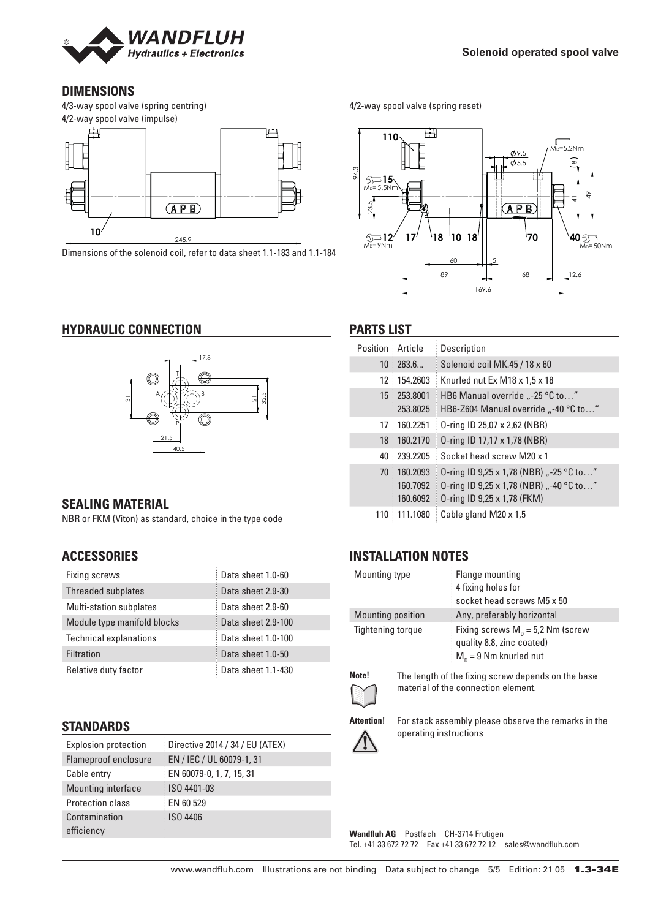## DIMENSIONS

4/3-way spool valve (spring centring)
4/2-way spool valve (impulse)

10
245.9

Dimensions of the solenoid coil, refer to data sheet 1.1-183 and 1.1-184

4/2-way spool valve (spring reset)

110
94.3
15
$M_D$= 5.5Nm
23.5
12
$M_D$= 9Nm
17
18
10
18
70
40
$M_D$= 50Nm
Ø9.5
Ø5.5
$M_D$=5.2Nm
(8)
41
49
60
5
89
68
12.6
169.6

## HYDRAULIC CONNECTION

17.8
T
A
B
P
31
21
32.5
21.5
40.5

## SEALING MATERIAL

NBR or FKM (Viton) as standard, choice in the type code

## ACCESSORIES

| | |
|---|---|
| Fixing screws | Data sheet 1.0-60 |
| Threaded subplates | Data sheet 2.9-30 |
| Multi-station subplates | Data sheet 2.9-60 |
| Module type manifold blocks | Data sheet 2.9-100 |
| Technical explanations | Data sheet 1.0-100 |
| Filtration | Data sheet 1.0-50 |
| Relative duty factor | Data sheet 1.1-430 |

## STANDARDS

| | |
|---|---|
| Explosion protection | Directive 2014 / 34 / EU (ATEX) |
| Flameproof enclosure | EN / IEC / UL 60079-1, 31 |
| Cable entry | EN 60079-0, 1, 7, 15, 31 |
| Mounting interface | ISO 4401-03 |
| Protection class | EN 60 529 |
| Contamination efficiency | ISO 4406 |

## PARTS LIST

| Position | Article | Description |
|---|---|---|
| 10 | 263.6... | Solenoid coil MK.45 / 18 x 60 |
| 12 | 154.2603 | Knurled nut Ex M18 x 1,5 x 18 |
| 15 | 253.8001<br>253.8025 | HB6 Manual override „-25 °C to…"<br>HB6-Z604 Manual override „-40 °C to…" |
| 17 | 160.2251 | O-ring ID 25,07 x 2,62 (NBR) |
| 18 | 160.2170 | O-ring ID 17,17 x 1,78 (NBR) |
| 40 | 239.2205 | Socket head screw M20 x 1 |
| 70 | 160.2093<br>160.7092<br>160.6092 | O-ring ID 9,25 x 1,78 (NBR) „-25 °C to…"<br>O-ring ID 9,25 x 1,78 (NBR) „-40 °C to…"<br>O-ring ID 9,25 x 1,78 (FKM) |
| 110 | 111.1080 | Cable gland M20 x 1,5 |

## INSTALLATION NOTES

| | |
|---|---|
| Mounting type | Flange mounting<br>4 fixing holes for<br>socket head screws M5 x 50 |
| Mounting position | Any, preferably horizontal |
| Tightening torque | Fixing screws $M_D$ = 5,2 Nm (screw quality 8.8, zinc coated)<br>$M_D$ = 9 Nm knurled nut |

**Note!** The length of the fixing screw depends on the base material of the connection element.

**Attention!** For stack assembly please observe the remarks in the operating instructions

**Wandfluh AG** Postfach CH-3714 Frutigen
Tel. +41 33 672 72 72 Fax +41 33 672 72 12 sales@wandfluh.com